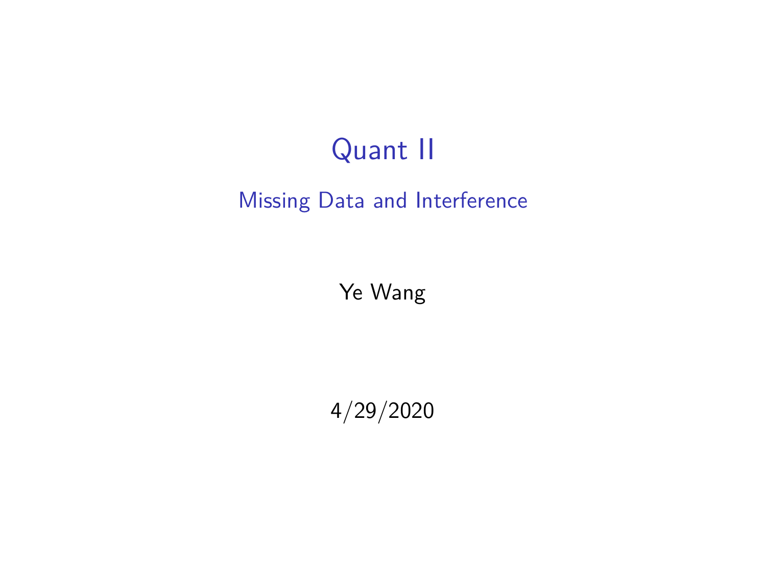# Quant II

## Missing Data and Interference

Ye Wang

4/29/2020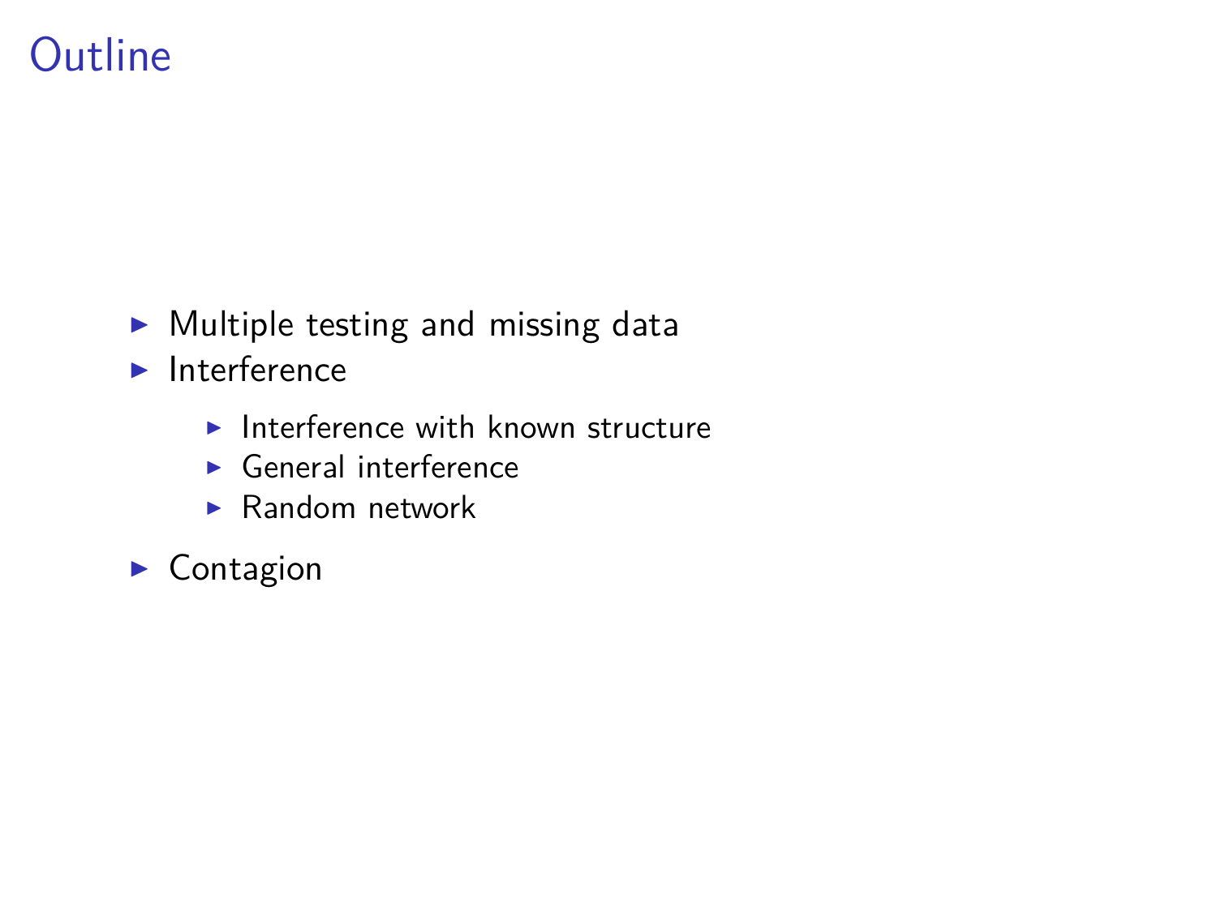# Outline

- Multiple testing and missing data
- Interference
  - Interference with known structure
  - General interference
  - Random network
- Contagion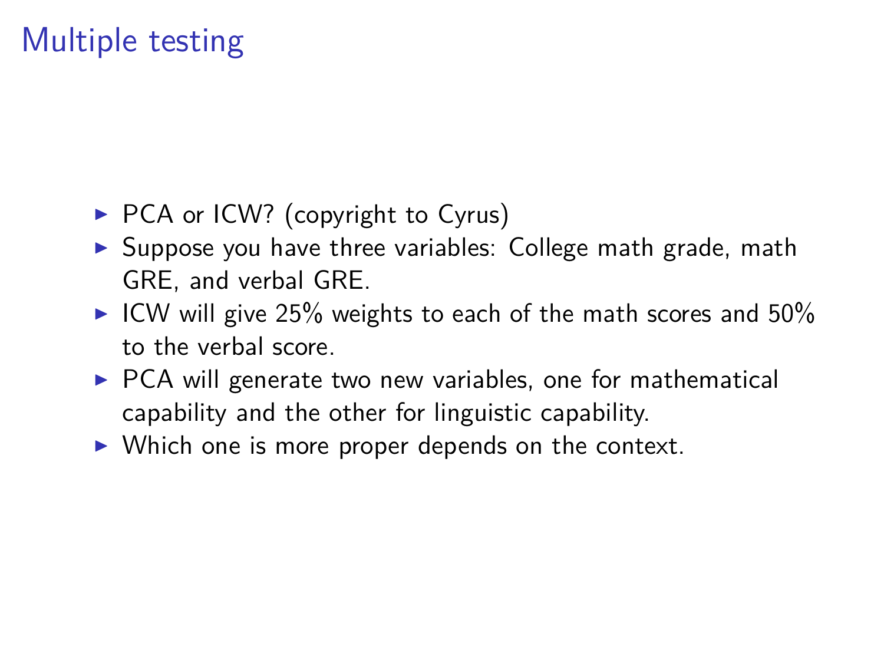# Multiple testing

- PCA or ICW? (copyright to Cyrus)
- Suppose you have three variables: College math grade, math GRE, and verbal GRE.
- ICW will give 25% weights to each of the math scores and 50% to the verbal score.
- PCA will generate two new variables, one for mathematical capability and the other for linguistic capability.
- Which one is more proper depends on the context.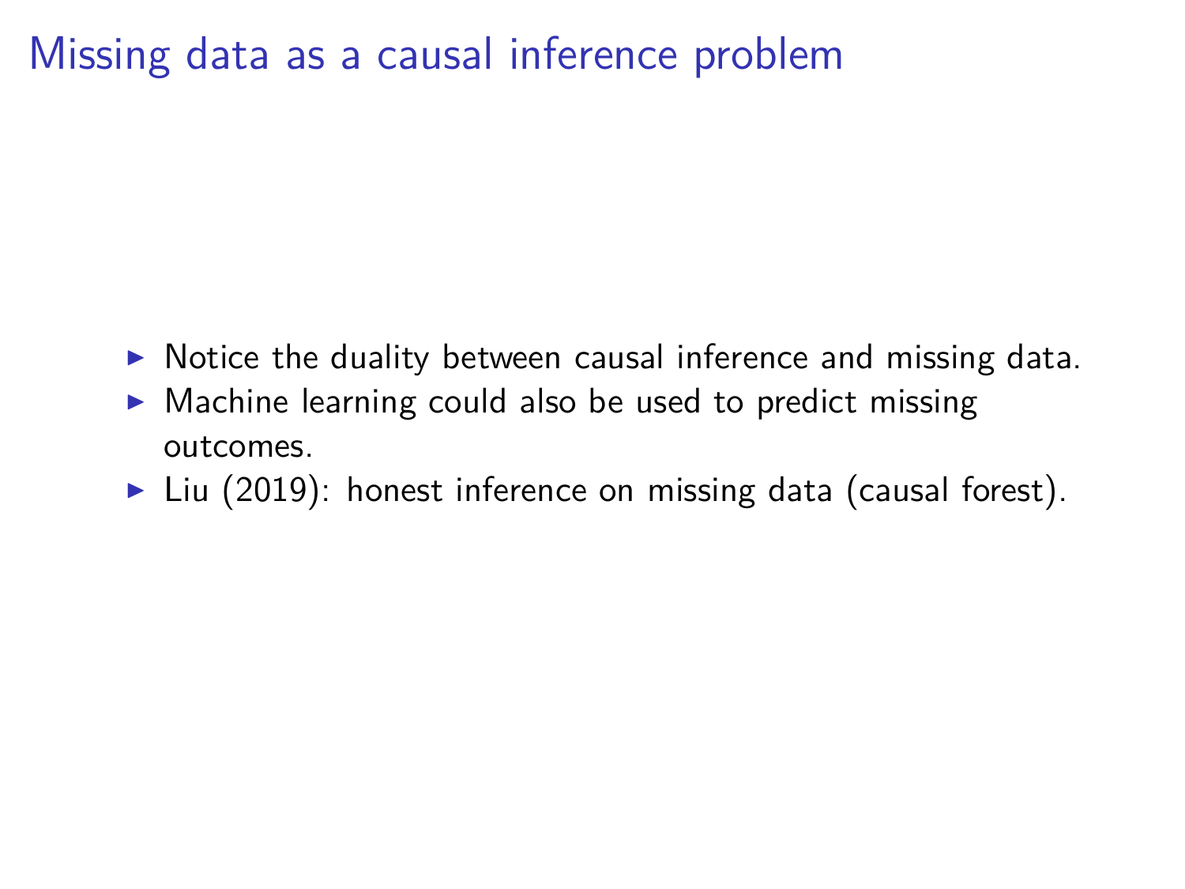# Missing data as a causal inference problem

- Notice the duality between causal inference and missing data.
- Machine learning could also be used to predict missing outcomes.
- Liu (2019): honest inference on missing data (causal forest).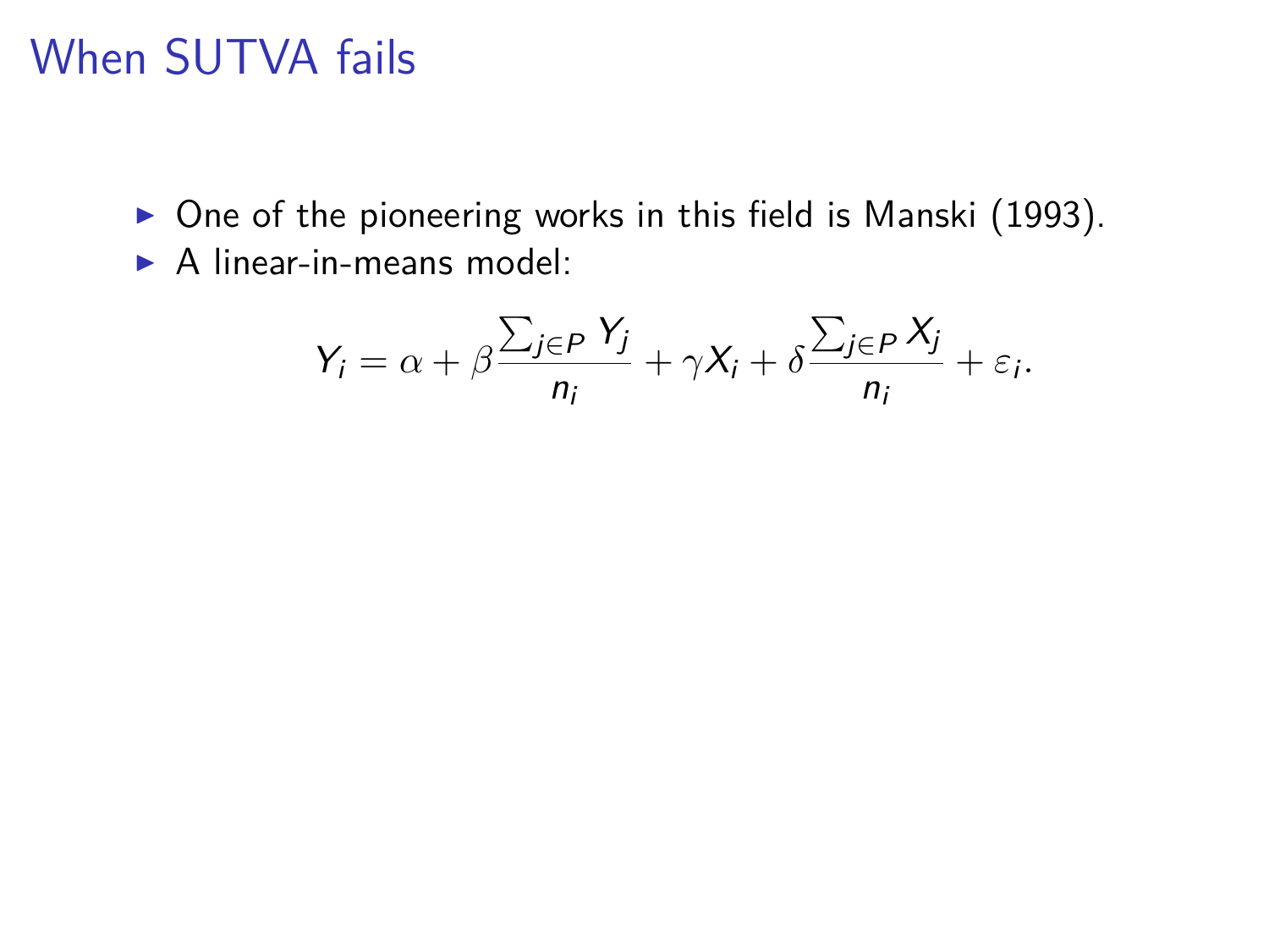# When SUTVA fails

- One of the pioneering works in this field is Manski (1993).
- A linear-in-means model:

$$Y_i = \alpha + \beta \frac{\sum_{j \in P} Y_j}{n_i} + \gamma X_i + \delta \frac{\sum_{j \in P} X_j}{n_i} + \varepsilon_i.$$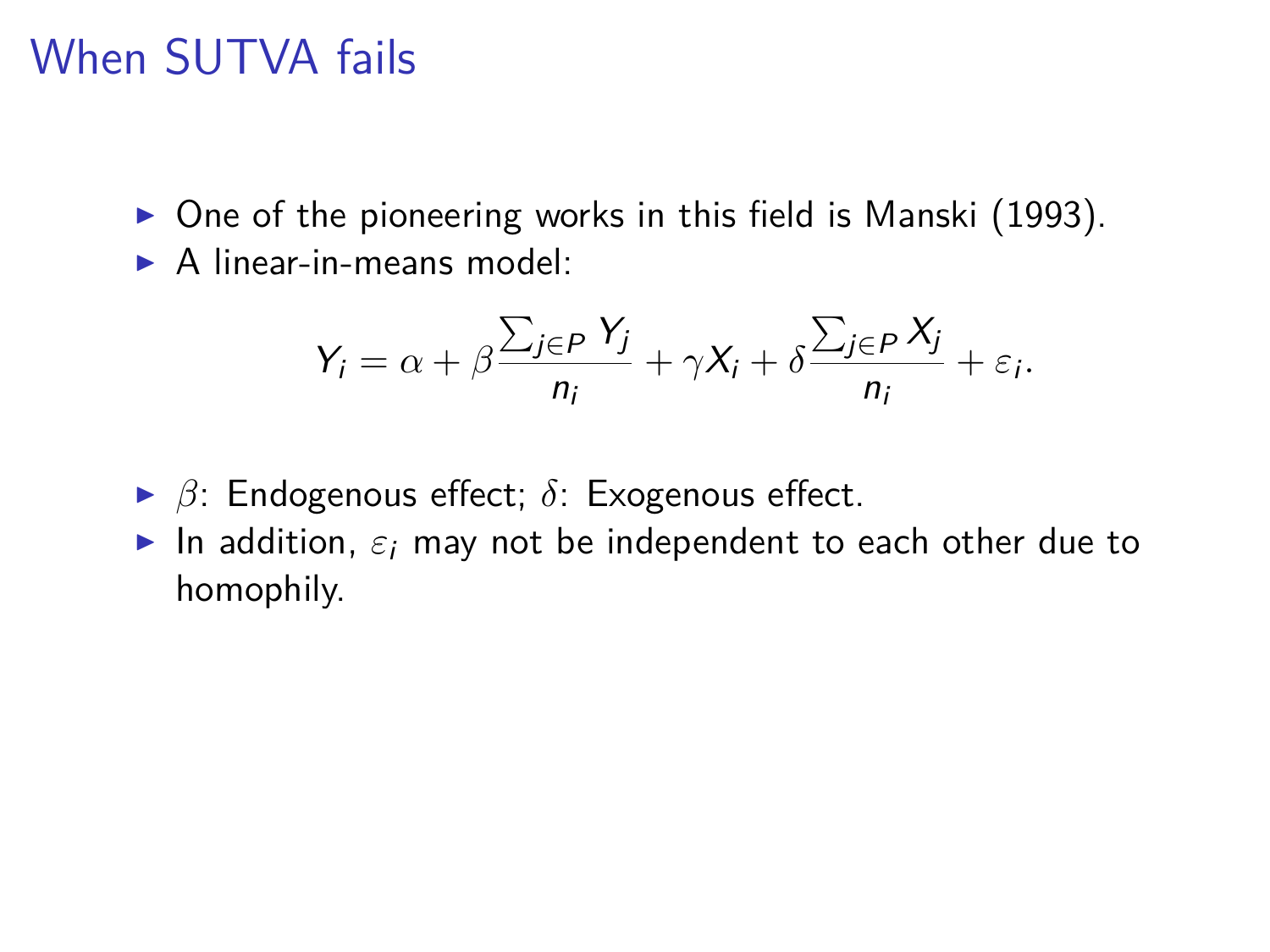# When SUTVA fails

- One of the pioneering works in this field is Manski (1993).
- A linear-in-means model:

$$Y_i = \alpha + \beta \frac{\sum_{j \in P} Y_j}{n_i} + \gamma X_i + \delta \frac{\sum_{j \in P} X_j}{n_i} + \varepsilon_i.$$

- $\beta$: Endogenous effect; $\delta$: Exogenous effect.
- In addition, $\varepsilon_i$ may not be independent to each other due to homophily.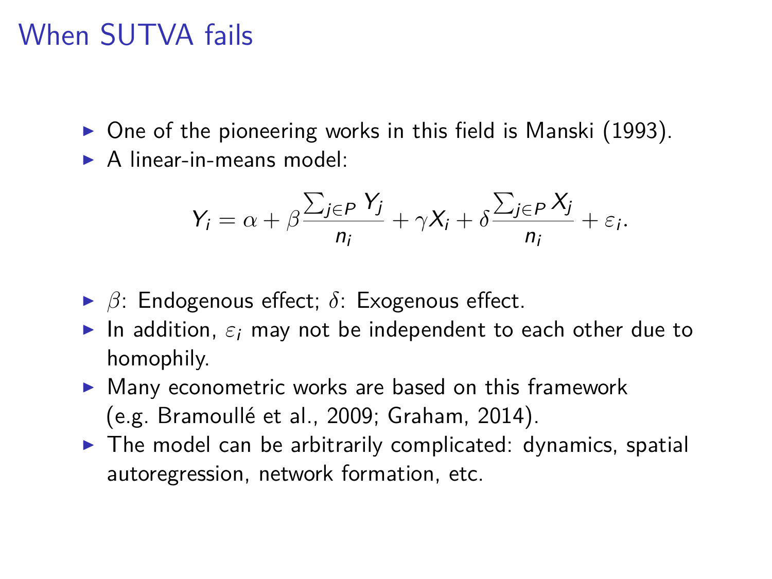# When SUTVA fails

- One of the pioneering works in this field is Manski (1993).
- A linear-in-means model:

$$Y_i = \alpha + \beta \frac{\sum_{j \in P} Y_j}{n_i} + \gamma X_i + \delta \frac{\sum_{j \in P} X_j}{n_i} + \varepsilon_i.$$

- $\beta$: Endogenous effect; $\delta$: Exogenous effect.
- In addition, $\varepsilon_i$ may not be independent to each other due to homophily.
- Many econometric works are based on this framework (e.g. Bramoullé et al., 2009; Graham, 2014).
- The model can be arbitrarily complicated: dynamics, spatial autoregression, network formation, etc.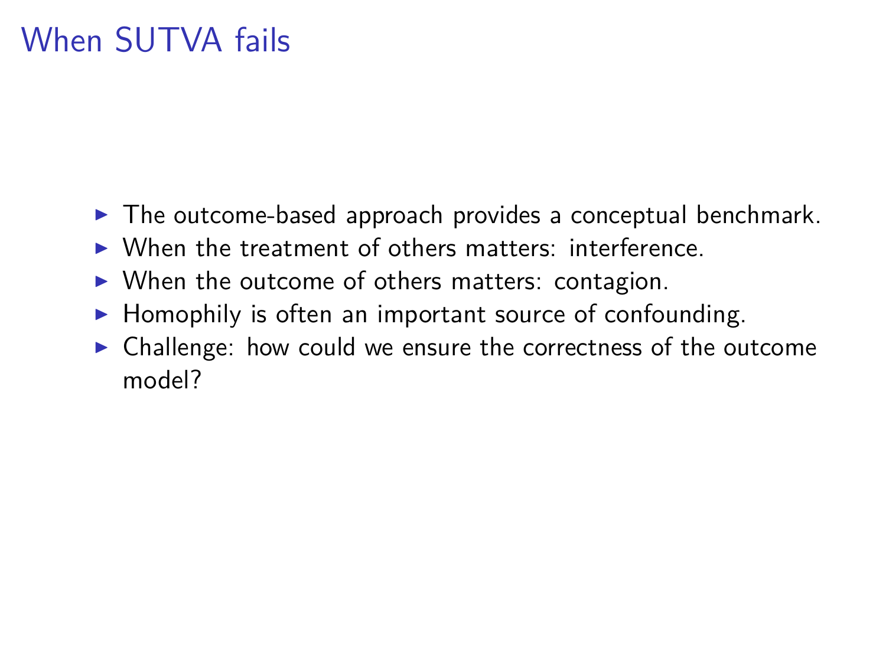# When SUTVA fails

- The outcome-based approach provides a conceptual benchmark.
- When the treatment of others matters: interference.
- When the outcome of others matters: contagion.
- Homophily is often an important source of confounding.
- Challenge: how could we ensure the correctness of the outcome model?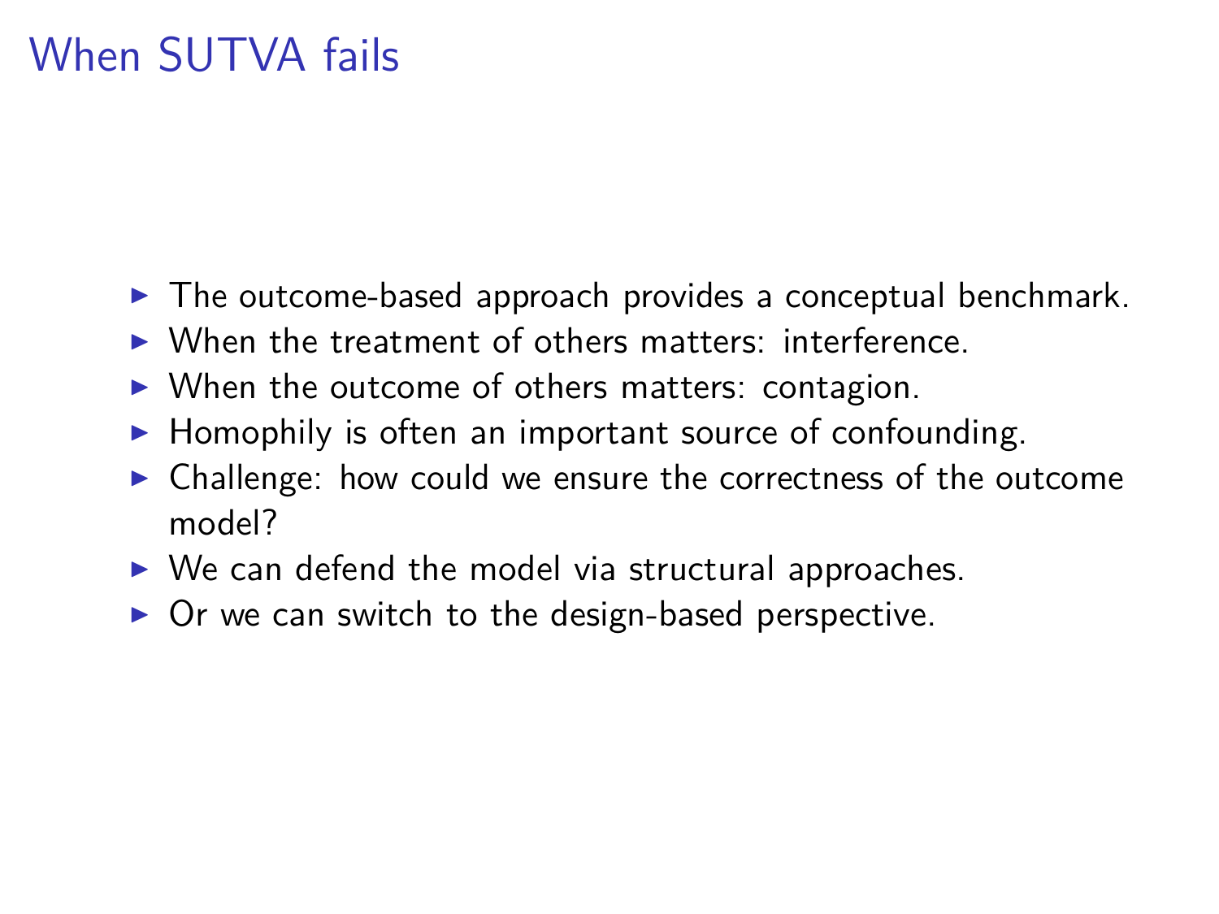# When SUTVA fails

- The outcome-based approach provides a conceptual benchmark.
- When the treatment of others matters: interference.
- When the outcome of others matters: contagion.
- Homophily is often an important source of confounding.
- Challenge: how could we ensure the correctness of the outcome model?
- We can defend the model via structural approaches.
- Or we can switch to the design-based perspective.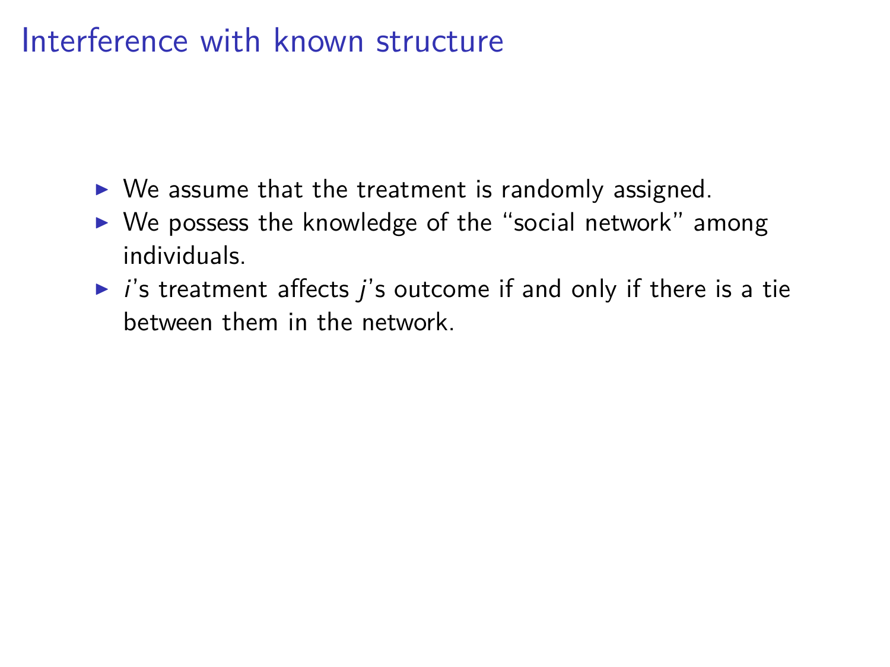# Interference with known structure

- We assume that the treatment is randomly assigned.
- We possess the knowledge of the "social network" among individuals.
- $i$'s treatment affects $j$'s outcome if and only if there is a tie between them in the network.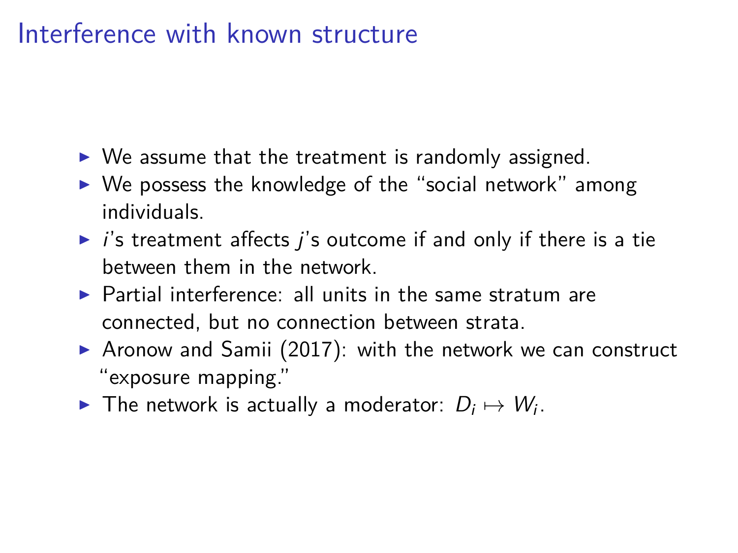# Interference with known structure

- We assume that the treatment is randomly assigned.
- We possess the knowledge of the "social network" among individuals.
- $i$'s treatment affects $j$'s outcome if and only if there is a tie between them in the network.
- Partial interference: all units in the same stratum are connected, but no connection between strata.
- Aronow and Samii (2017): with the network we can construct "exposure mapping."
- The network is actually a moderator: $D_i \mapsto W_i$.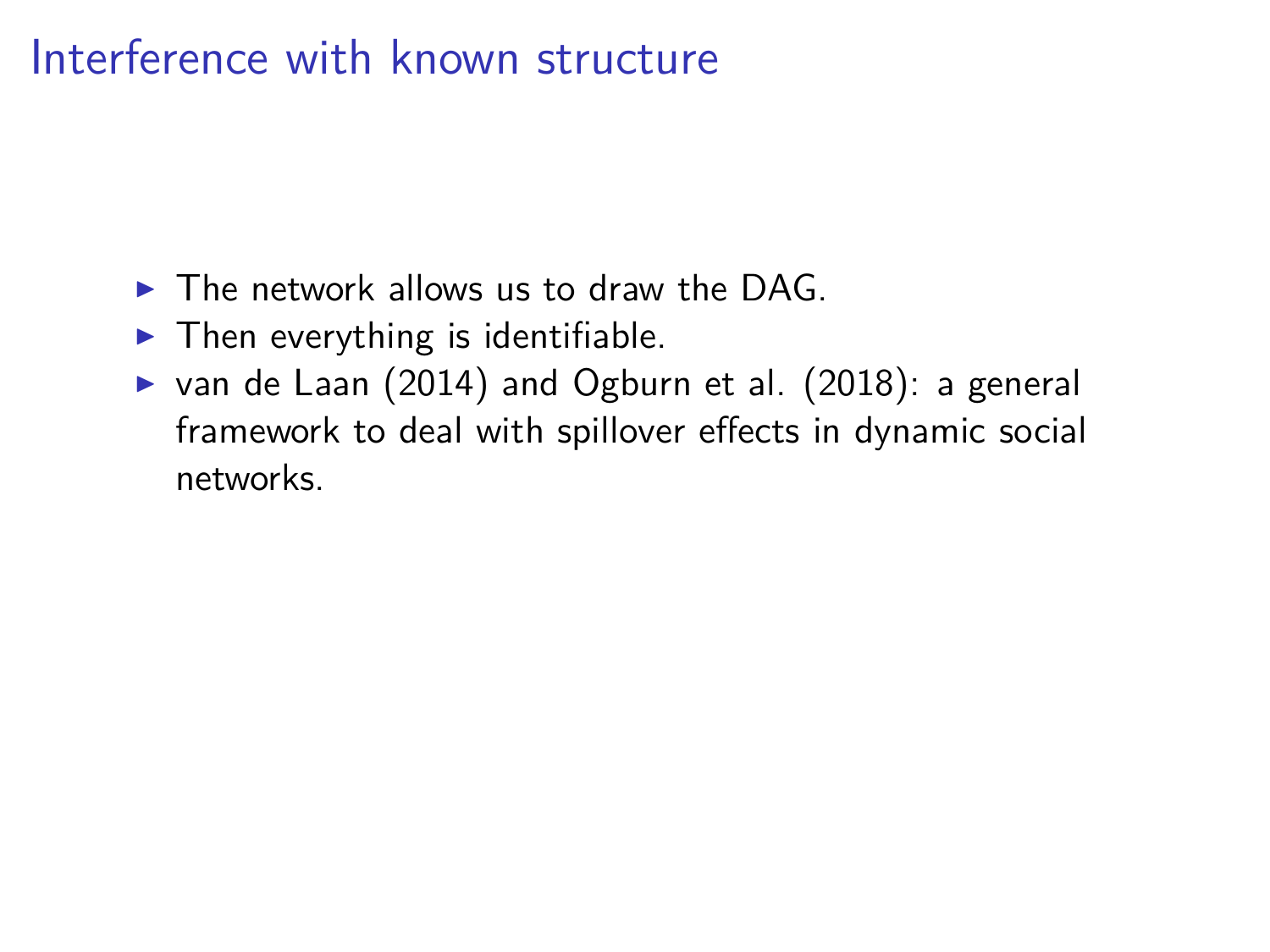# Interference with known structure

- The network allows us to draw the DAG.
- Then everything is identifiable.
- van de Laan (2014) and Ogburn et al. (2018): a general framework to deal with spillover effects in dynamic social networks.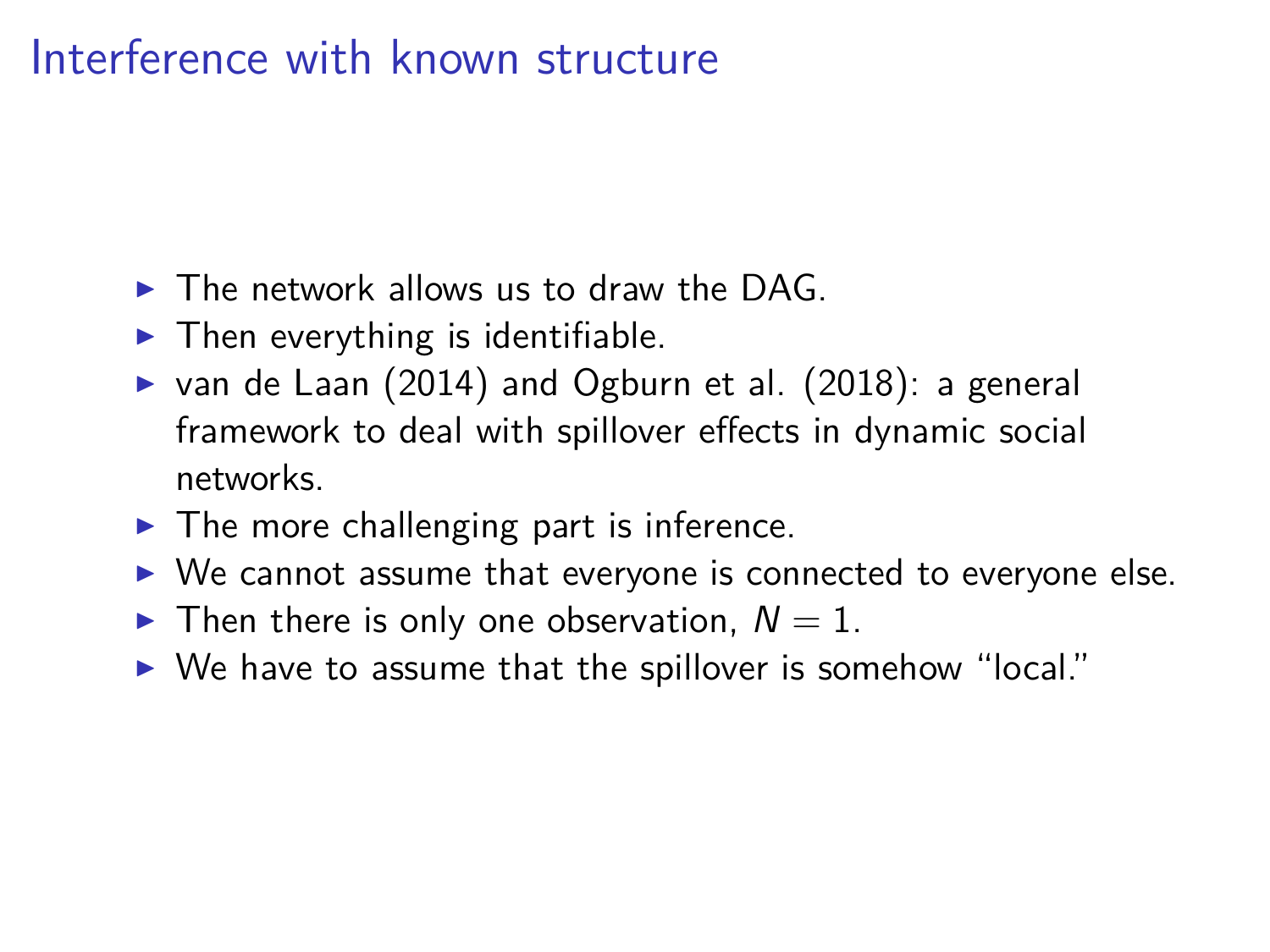# Interference with known structure

- The network allows us to draw the DAG.
- Then everything is identifiable.
- van de Laan (2014) and Ogburn et al. (2018): a general framework to deal with spillover effects in dynamic social networks.
- The more challenging part is inference.
- We cannot assume that everyone is connected to everyone else.
- Then there is only one observation, $N = 1$.
- We have to assume that the spillover is somehow "local."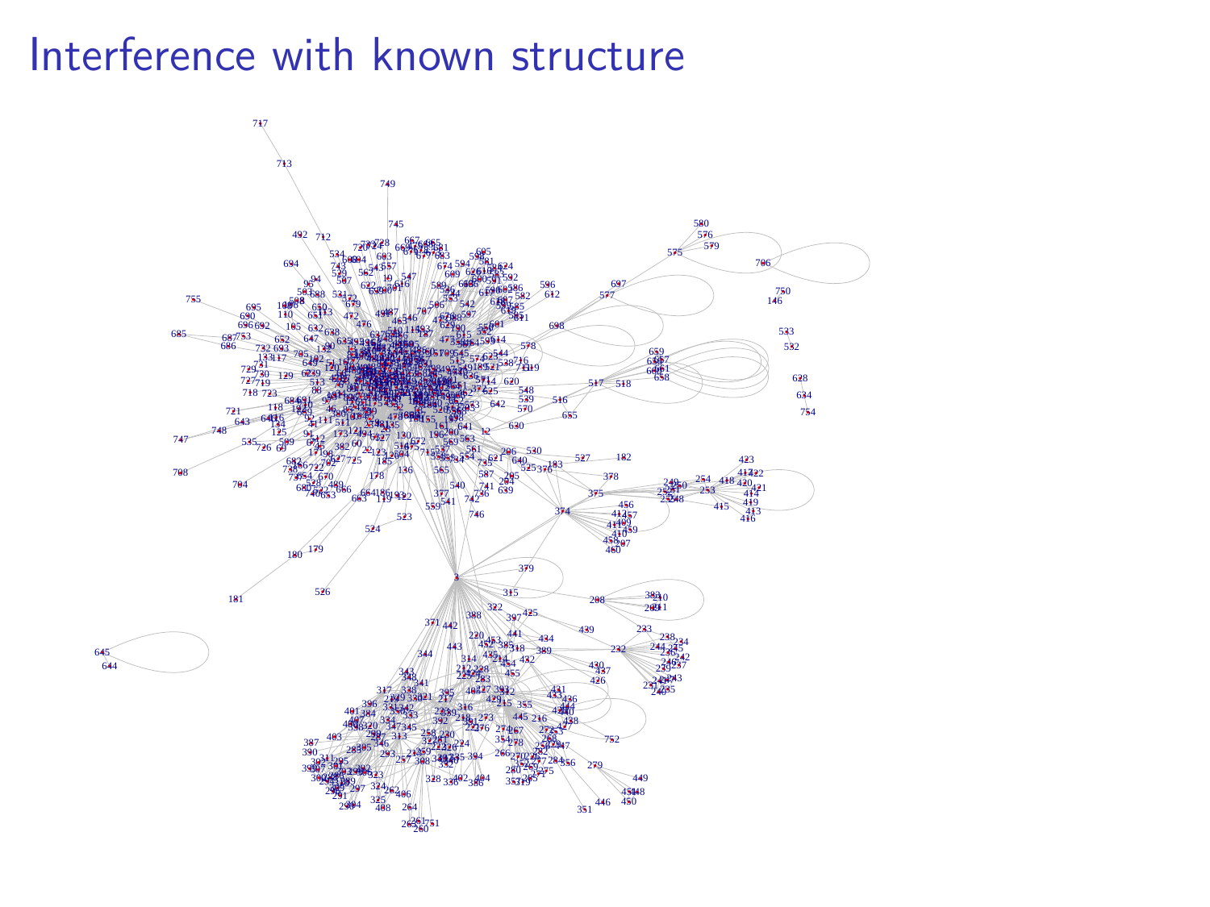# Interference with known structure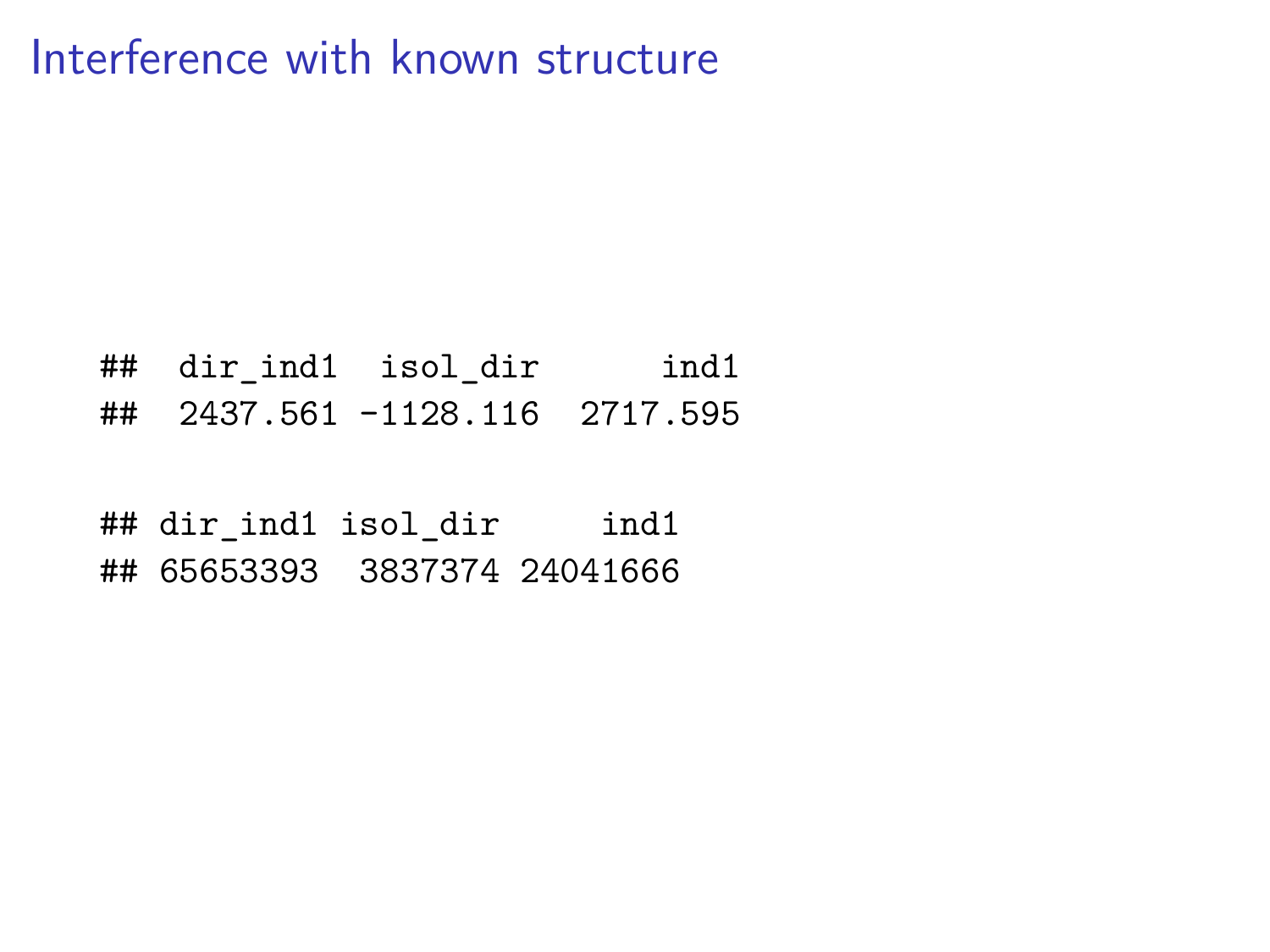# Interference with known structure

```
##  dir_ind1  isol_dir      ind1
##  2437.561 -1128.116  2717.595
```

```
## dir_ind1 isol_dir     ind1
## 65653393  3837374 24041666
```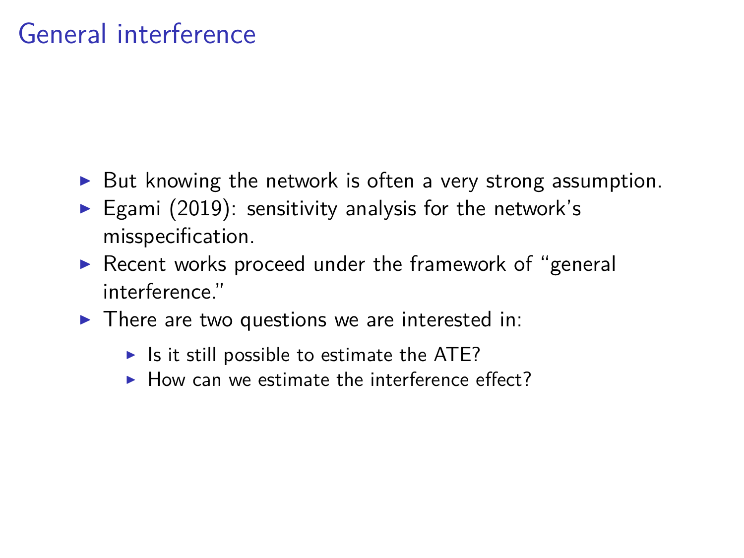# General interference

- But knowing the network is often a very strong assumption.
- Egami (2019): sensitivity analysis for the network's misspecification.
- Recent works proceed under the framework of "general interference."
- There are two questions we are interested in:
  - Is it still possible to estimate the ATE?
  - How can we estimate the interference effect?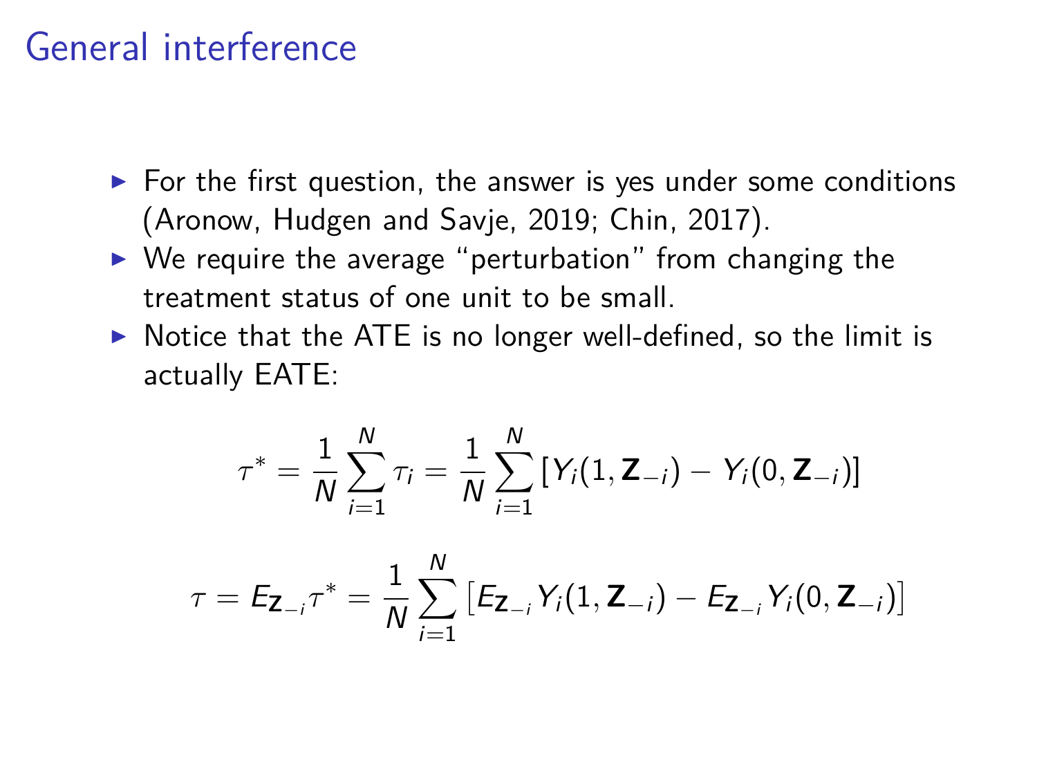# General interference

- For the first question, the answer is yes under some conditions (Aronow, Hudgen and Savje, 2019; Chin, 2017).
- We require the average "perturbation" from changing the treatment status of one unit to be small.
- Notice that the ATE is no longer well-defined, so the limit is actually EATE:

$$\tau^* = \frac{1}{N}\sum_{i=1}^{N} \tau_i = \frac{1}{N}\sum_{i=1}^{N} \left[Y_i(1, \mathbf{Z}_{-i}) - Y_i(0, \mathbf{Z}_{-i})\right]$$

$$\tau = E_{\mathbf{Z}_{-i}} \tau^* = \frac{1}{N}\sum_{i=1}^{N} \left[E_{\mathbf{Z}_{-i}} Y_i(1, \mathbf{Z}_{-i}) - E_{\mathbf{Z}_{-i}} Y_i(0, \mathbf{Z}_{-i})\right]$$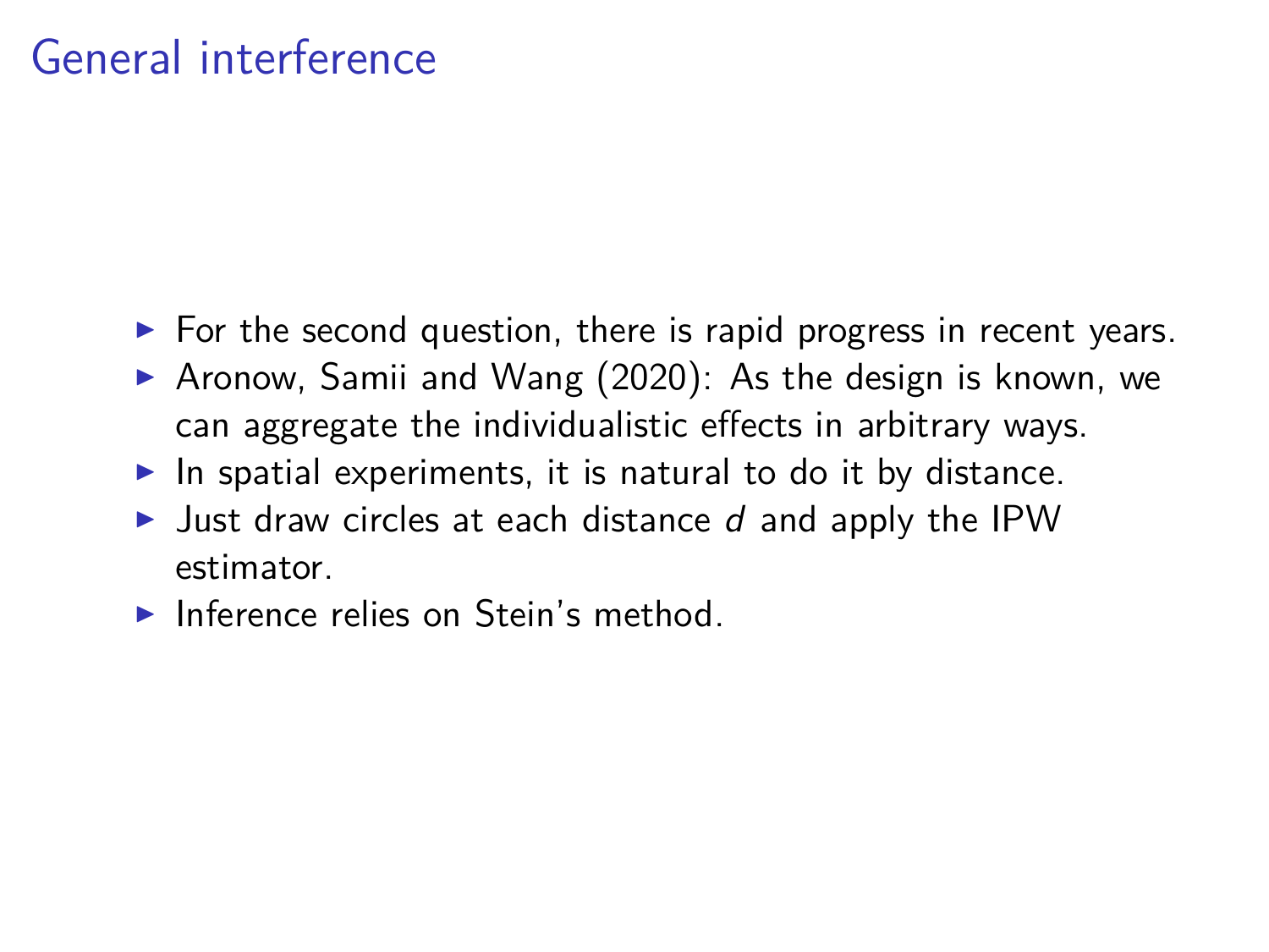# General interference

- For the second question, there is rapid progress in recent years.
- Aronow, Samii and Wang (2020): As the design is known, we can aggregate the individualistic effects in arbitrary ways.
- In spatial experiments, it is natural to do it by distance.
- Just draw circles at each distance $d$ and apply the IPW estimator.
- Inference relies on Stein's method.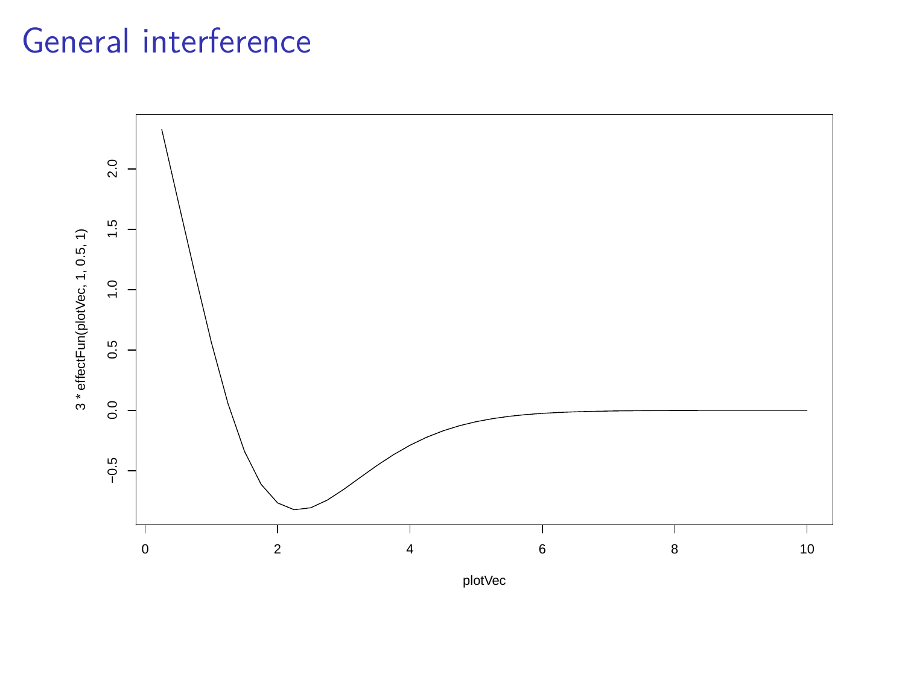# General interference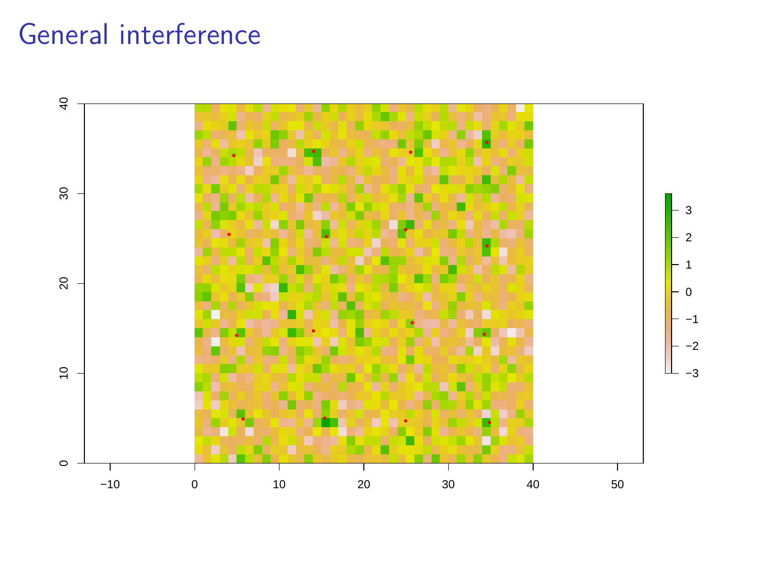# General interference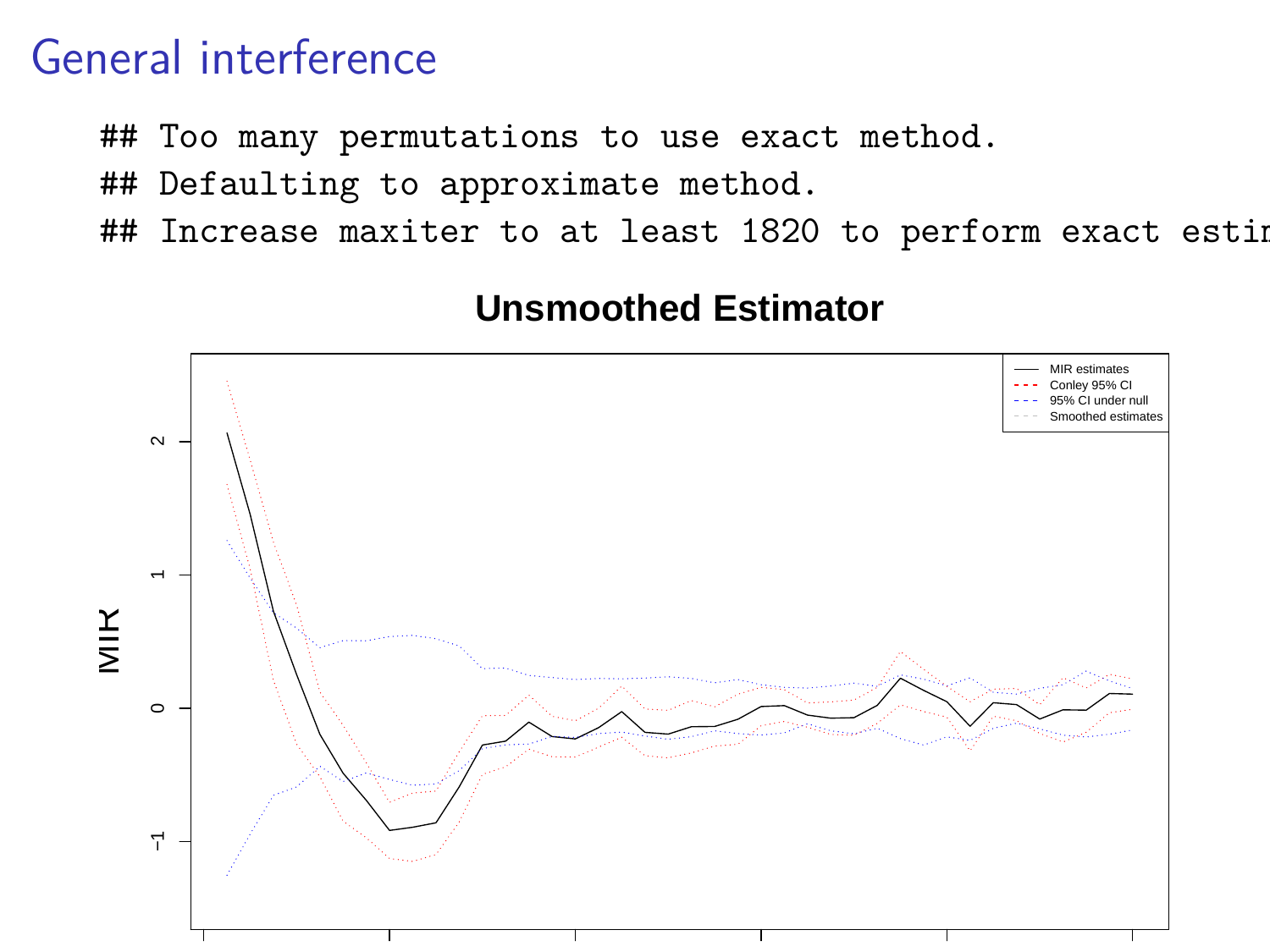# General interference

```
## Too many permutations to use exact method.
## Defaulting to approximate method.
## Increase maxiter to at least 1820 to perform exact estin
```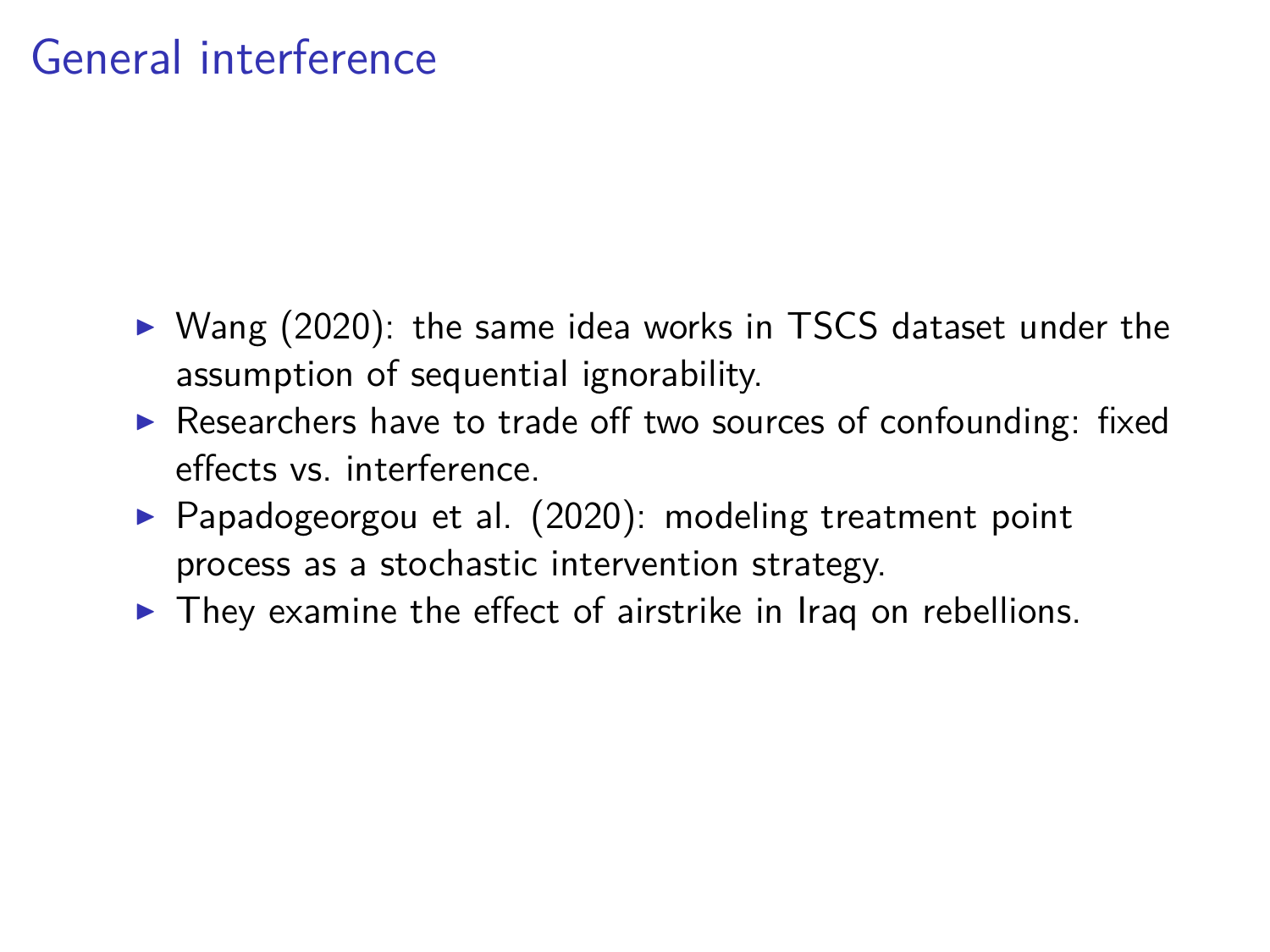# General interference

- Wang (2020): the same idea works in TSCS dataset under the assumption of sequential ignorability.
- Researchers have to trade off two sources of confounding: fixed effects vs. interference.
- Papadogeorgou et al. (2020): modeling treatment point process as a stochastic intervention strategy.
- They examine the effect of airstrike in Iraq on rebellions.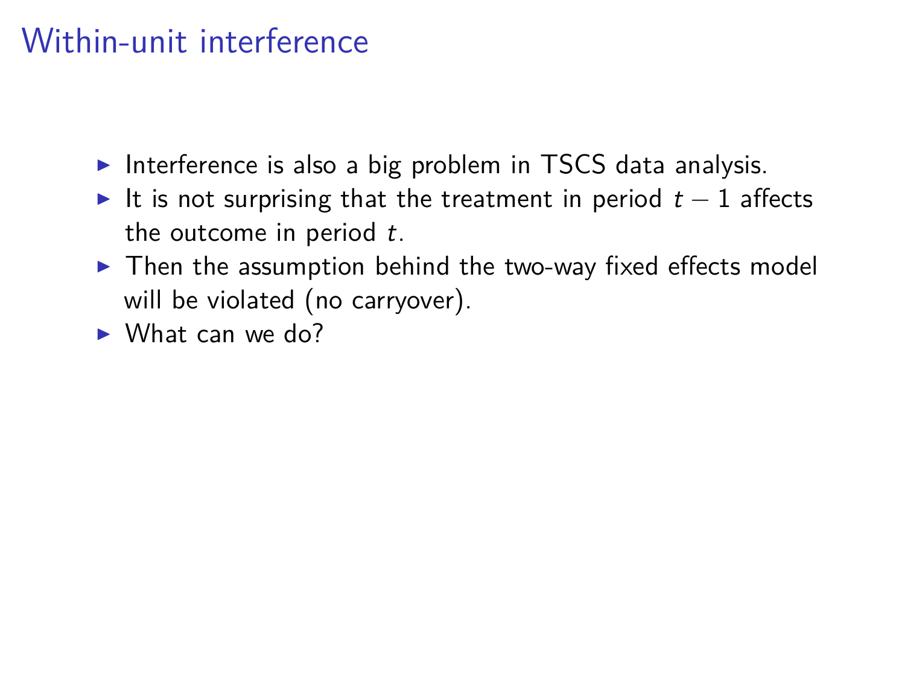# Within-unit interference

- Interference is also a big problem in TSCS data analysis.
- It is not surprising that the treatment in period $t-1$ affects the outcome in period $t$.
- Then the assumption behind the two-way fixed effects model will be violated (no carryover).
- What can we do?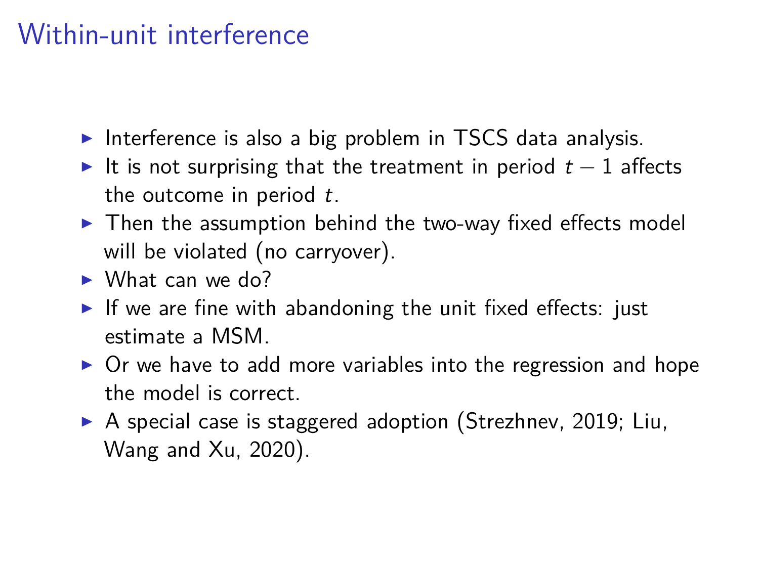# Within-unit interference

- Interference is also a big problem in TSCS data analysis.
- It is not surprising that the treatment in period $t-1$ affects the outcome in period $t$.
- Then the assumption behind the two-way fixed effects model will be violated (no carryover).
- What can we do?
- If we are fine with abandoning the unit fixed effects: just estimate a MSM.
- Or we have to add more variables into the regression and hope the model is correct.
- A special case is staggered adoption (Strezhnev, 2019; Liu, Wang and Xu, 2020).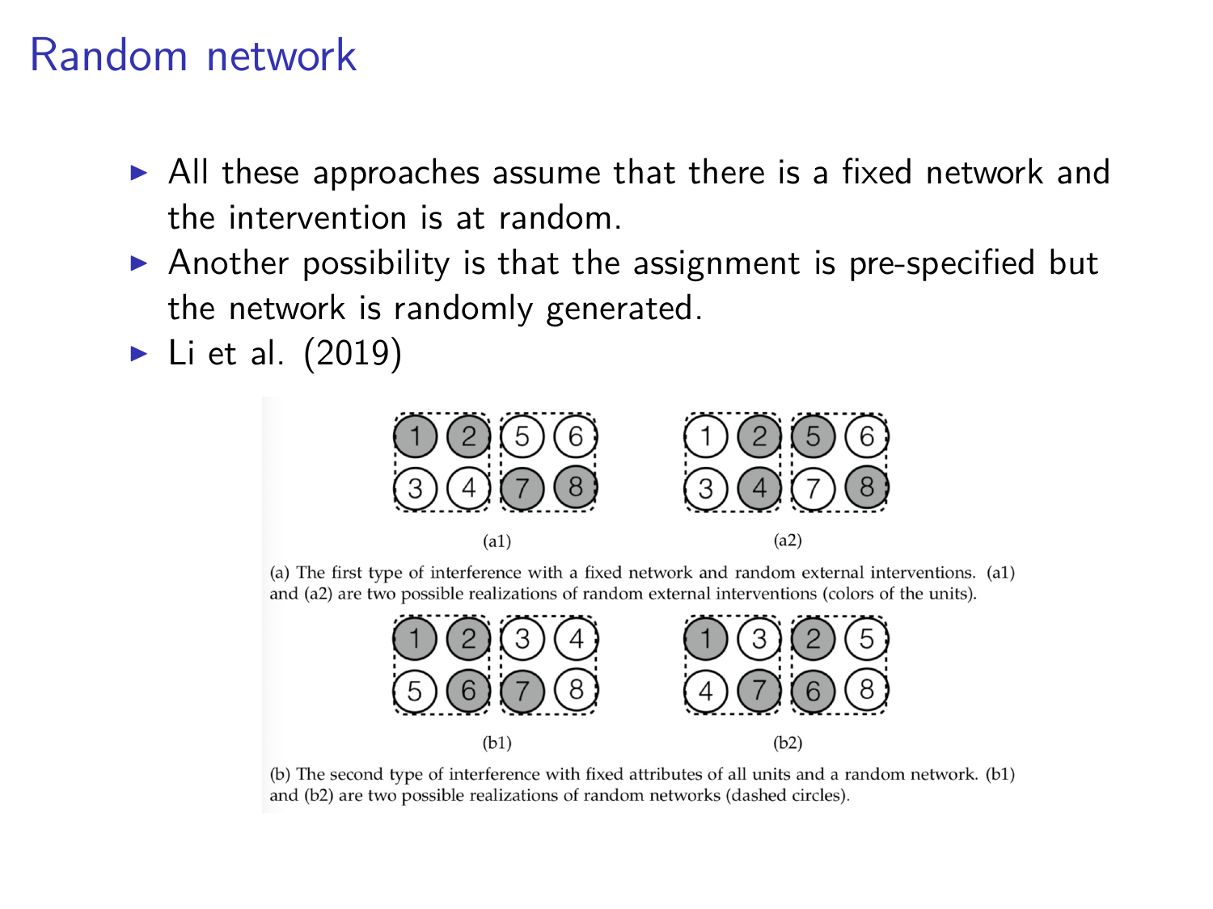# Random network

- All these approaches assume that there is a fixed network and the intervention is at random.
- Another possibility is that the assignment is pre-specified but the network is randomly generated.
- Li et al. (2019)

(a1) (a2)

(a) The first type of interference with a fixed network and random external interventions. (a1) and (a2) are two possible realizations of random external interventions (colors of the units).

(b1) (b2)

(b) The second type of interference with fixed attributes of all units and a random network. (b1) and (b2) are two possible realizations of random networks (dashed circles).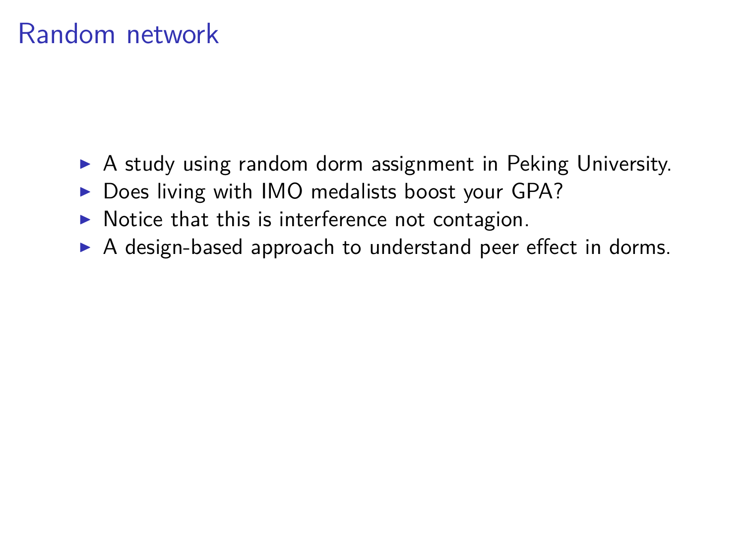# Random network

- A study using random dorm assignment in Peking University.
- Does living with IMO medalists boost your GPA?
- Notice that this is interference not contagion.
- A design-based approach to understand peer effect in dorms.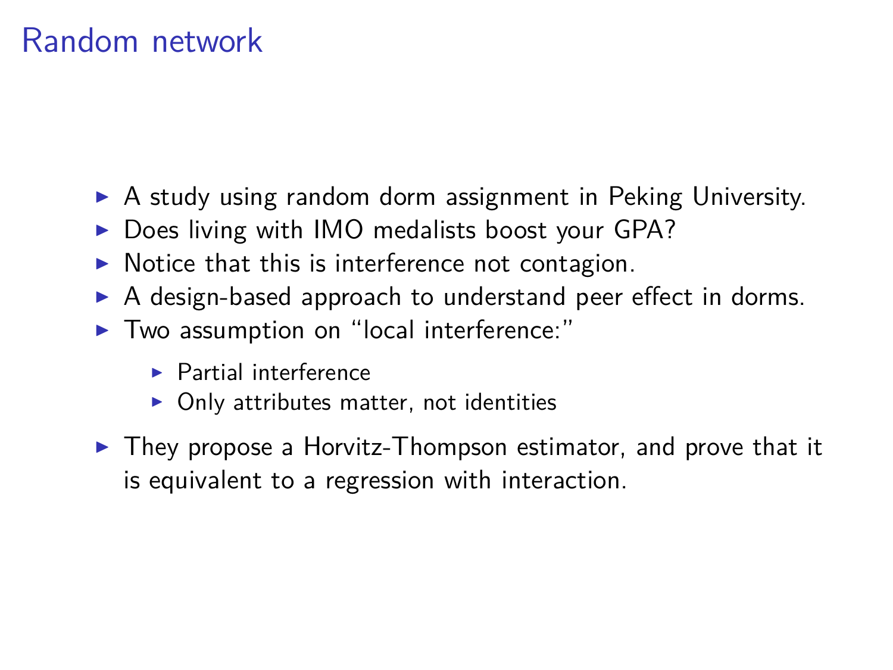# Random network

- A study using random dorm assignment in Peking University.
- Does living with IMO medalists boost your GPA?
- Notice that this is interference not contagion.
- A design-based approach to understand peer effect in dorms.
- Two assumption on "local interference:"
  - Partial interference
  - Only attributes matter, not identities
- They propose a Horvitz-Thompson estimator, and prove that it is equivalent to a regression with interaction.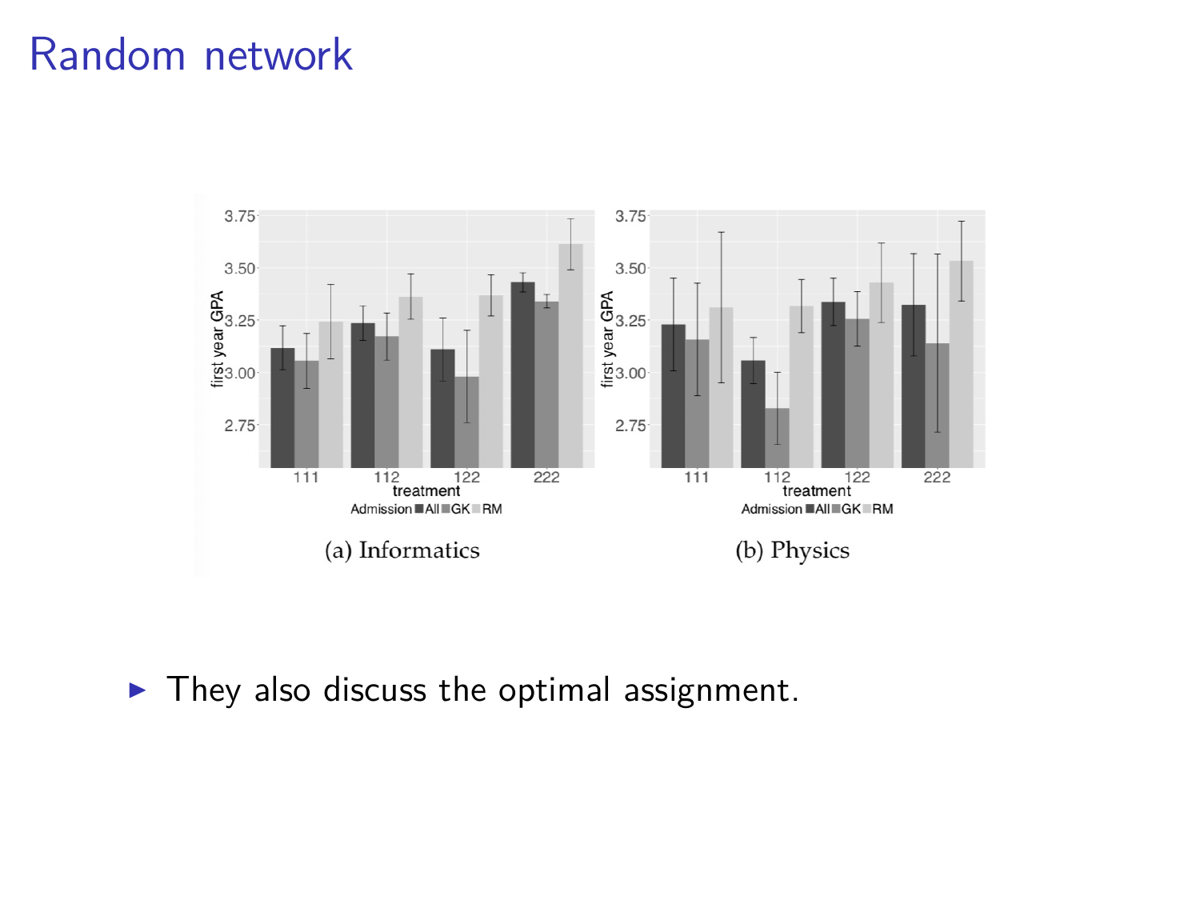# Random network

(a) Informatics

(b) Physics

- They also discuss the optimal assignment.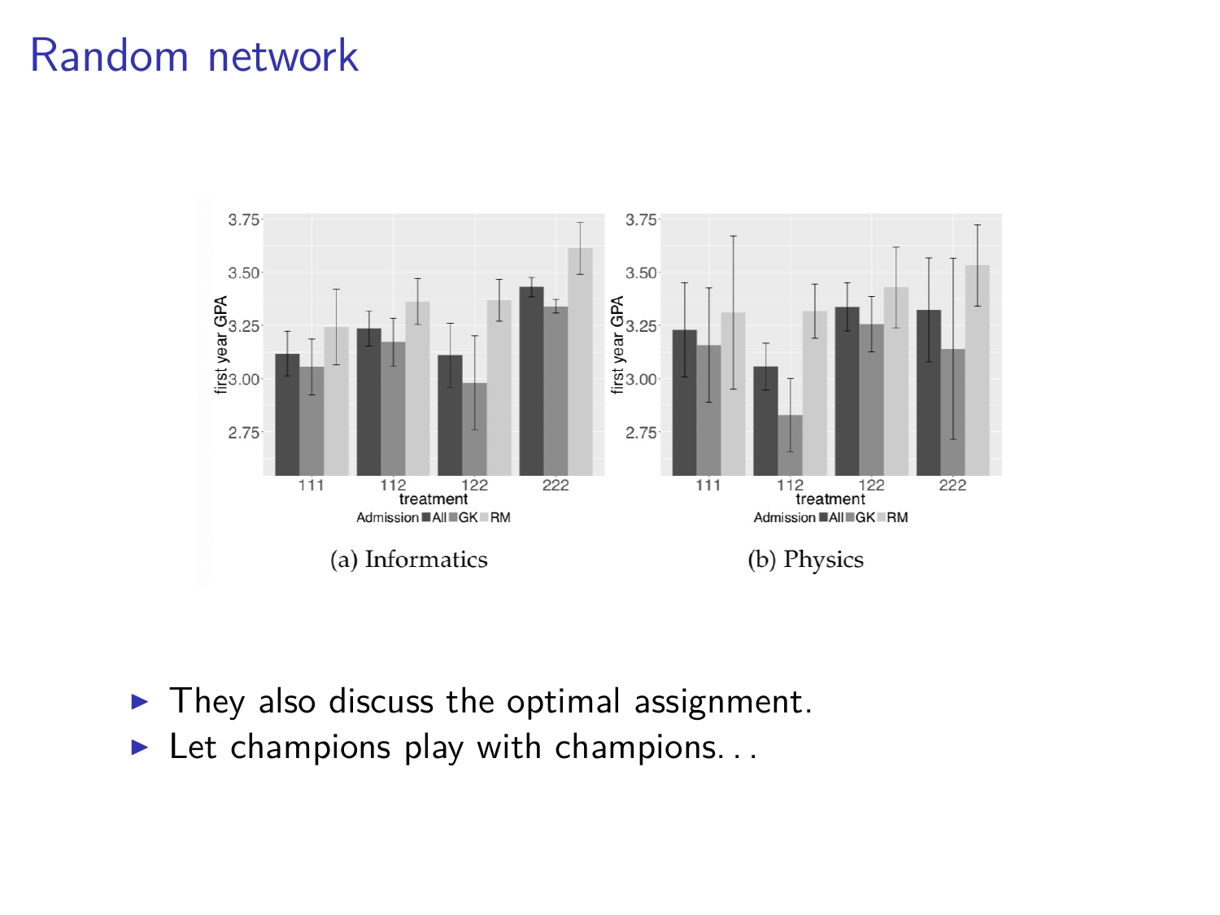# Random network

(a) Informatics

(b) Physics

- They also discuss the optimal assignment.
- Let champions play with champions. . .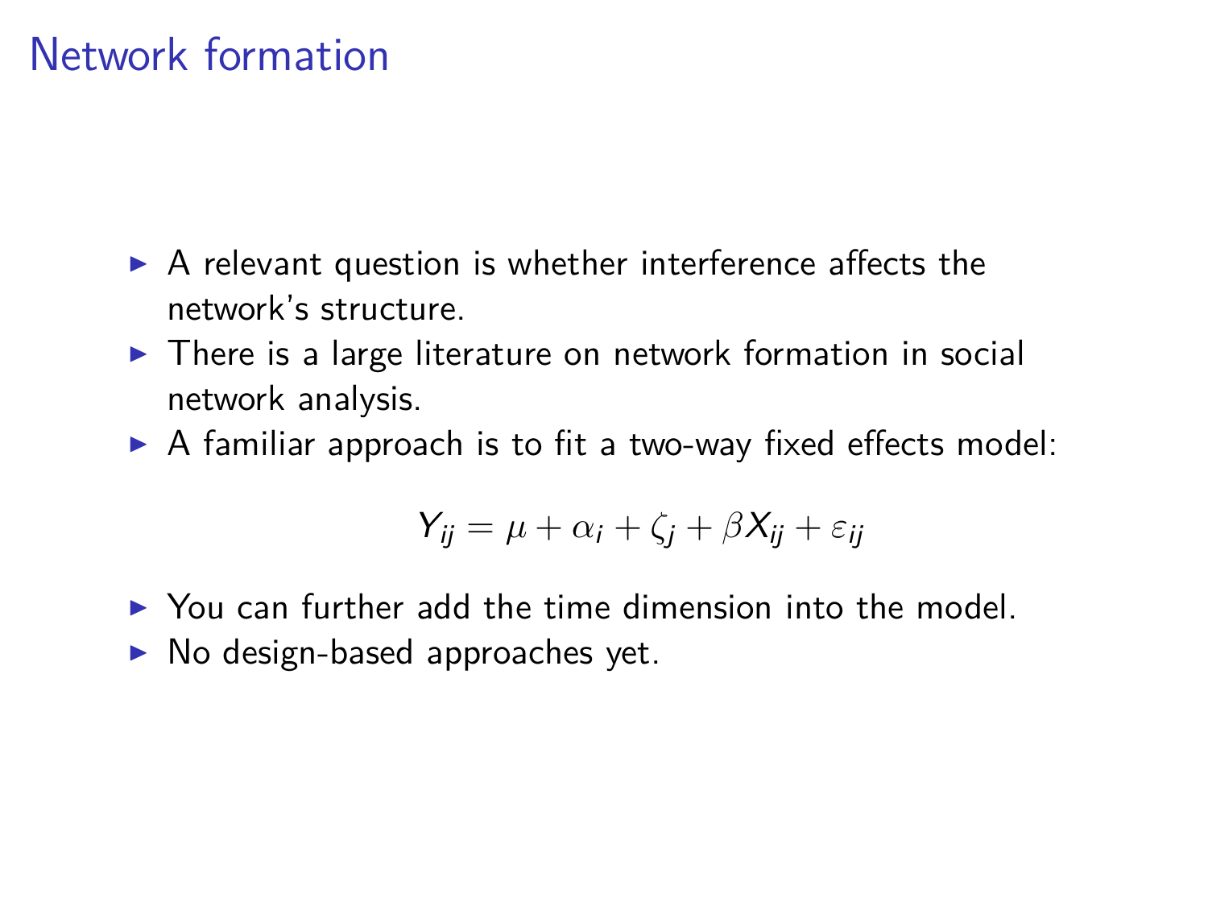# Network formation

- A relevant question is whether interference affects the network's structure.
- There is a large literature on network formation in social network analysis.
- A familiar approach is to fit a two-way fixed effects model:

$$Y_{ij} = \mu + \alpha_i + \zeta_j + \beta X_{ij} + \varepsilon_{ij}$$

- You can further add the time dimension into the model.
- No design-based approaches yet.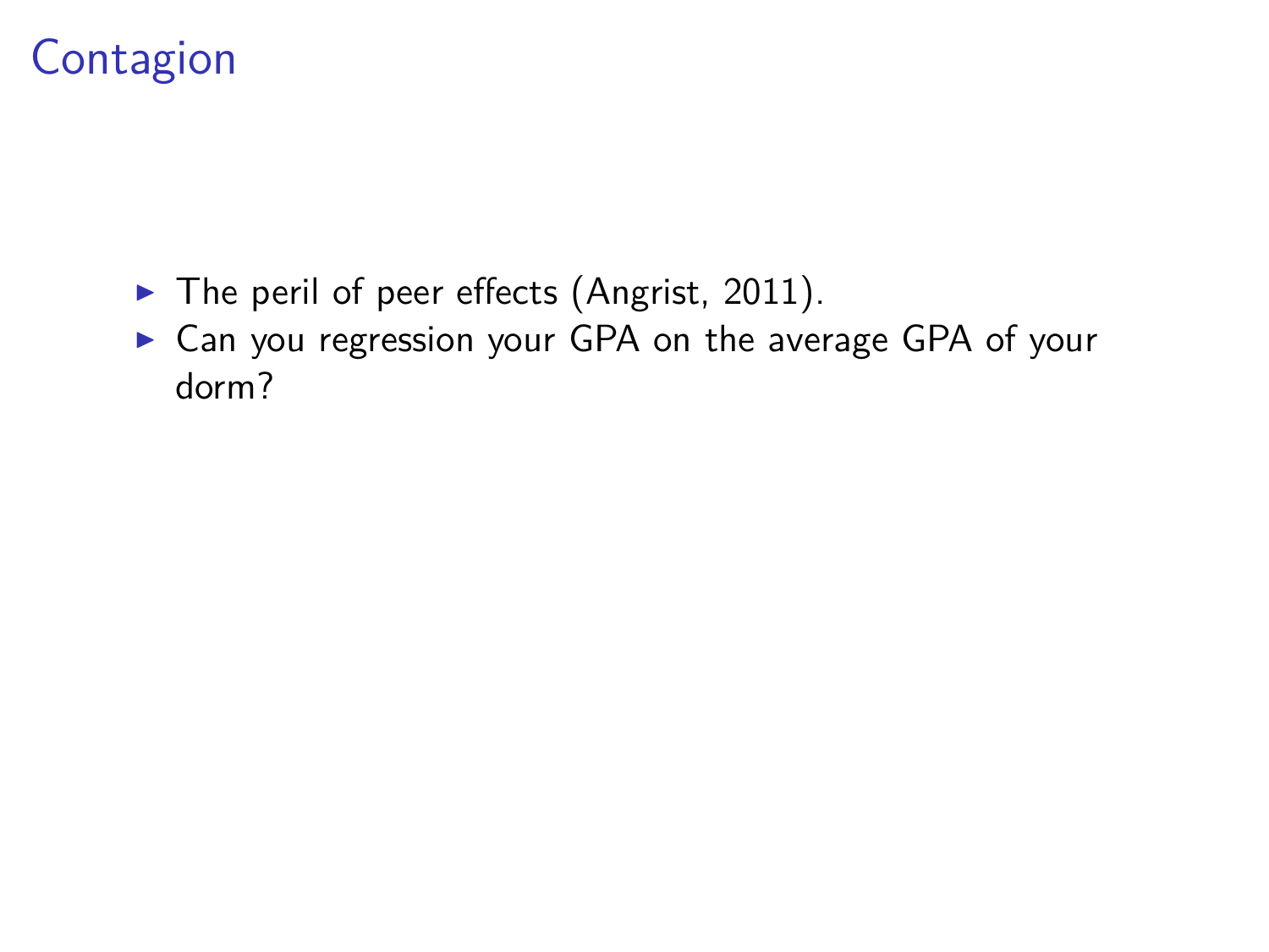# Contagion

- The peril of peer effects (Angrist, 2011).
- Can you regression your GPA on the average GPA of your dorm?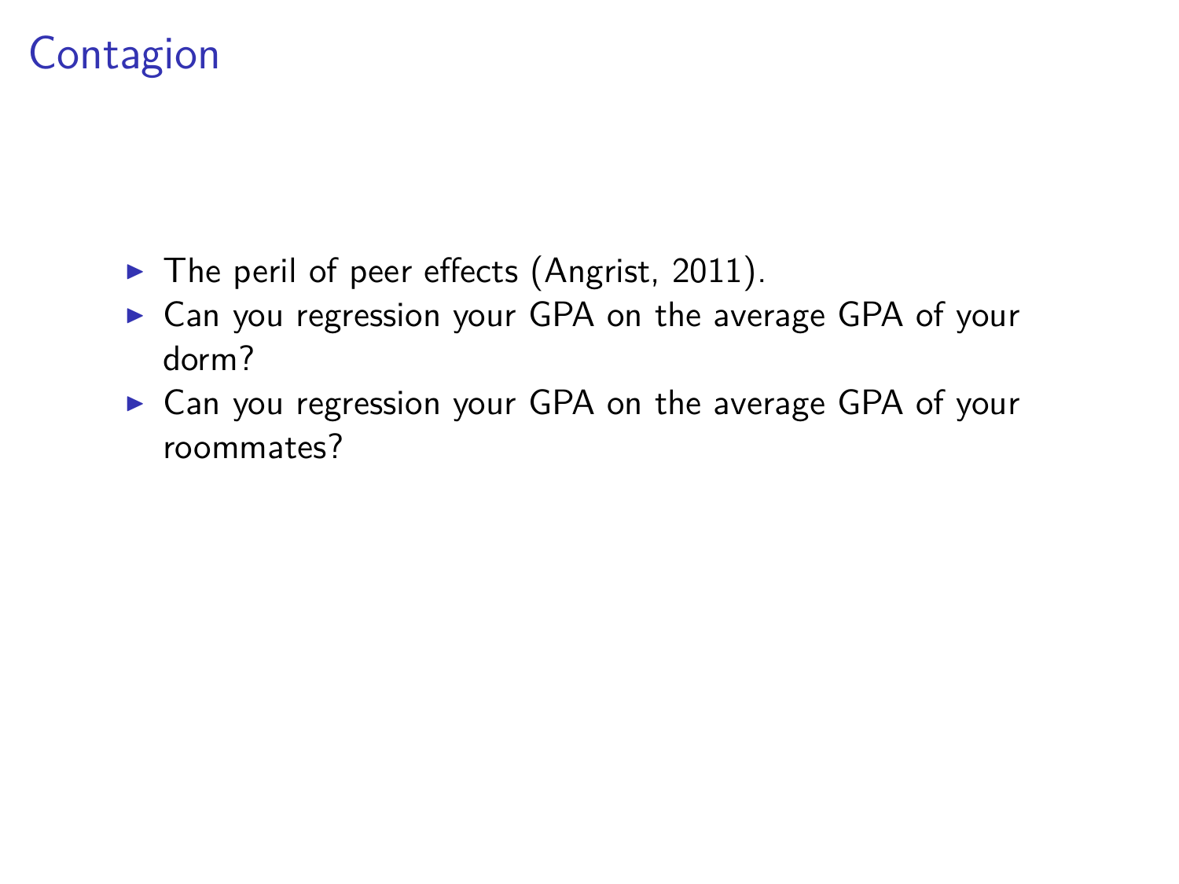# Contagion

- The peril of peer effects (Angrist, 2011).
- Can you regression your GPA on the average GPA of your dorm?
- Can you regression your GPA on the average GPA of your roommates?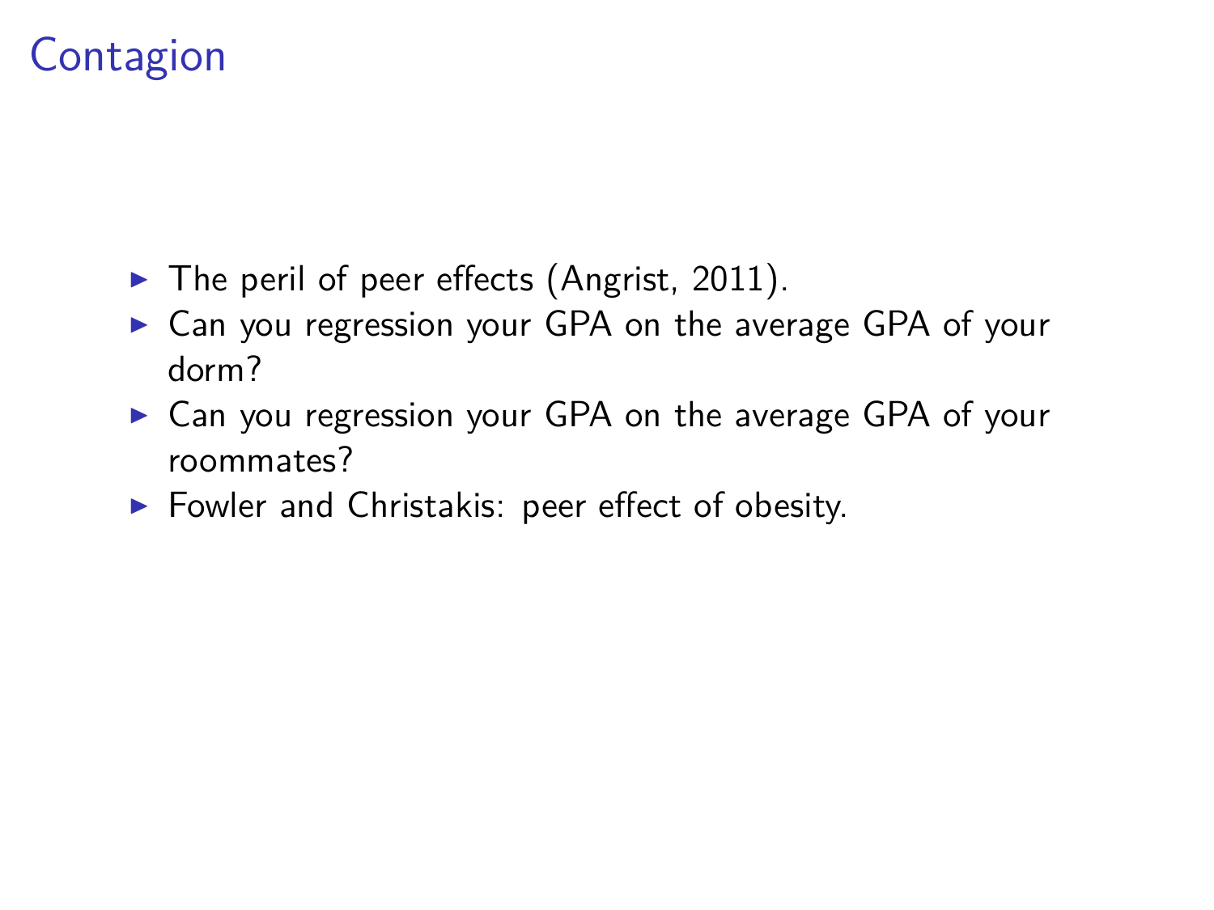# Contagion

- The peril of peer effects (Angrist, 2011).
- Can you regression your GPA on the average GPA of your dorm?
- Can you regression your GPA on the average GPA of your roommates?
- Fowler and Christakis: peer effect of obesity.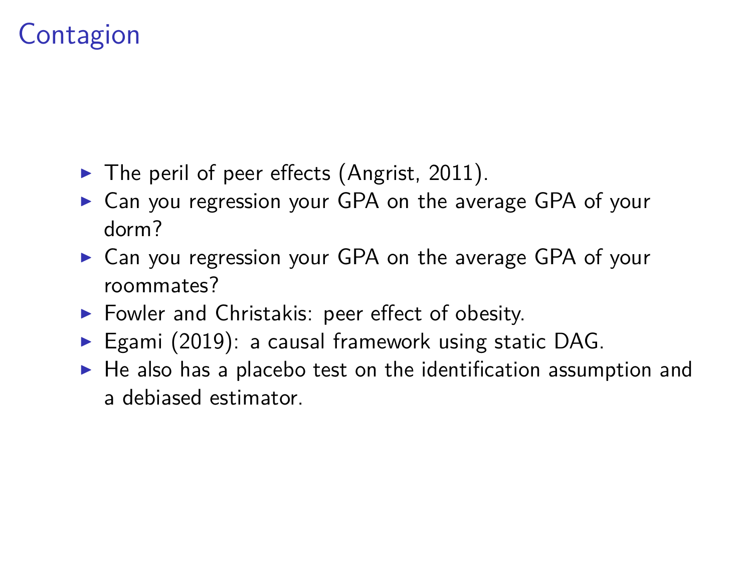# Contagion

- The peril of peer effects (Angrist, 2011).
- Can you regression your GPA on the average GPA of your dorm?
- Can you regression your GPA on the average GPA of your roommates?
- Fowler and Christakis: peer effect of obesity.
- Egami (2019): a causal framework using static DAG.
- He also has a placebo test on the identification assumption and a debiased estimator.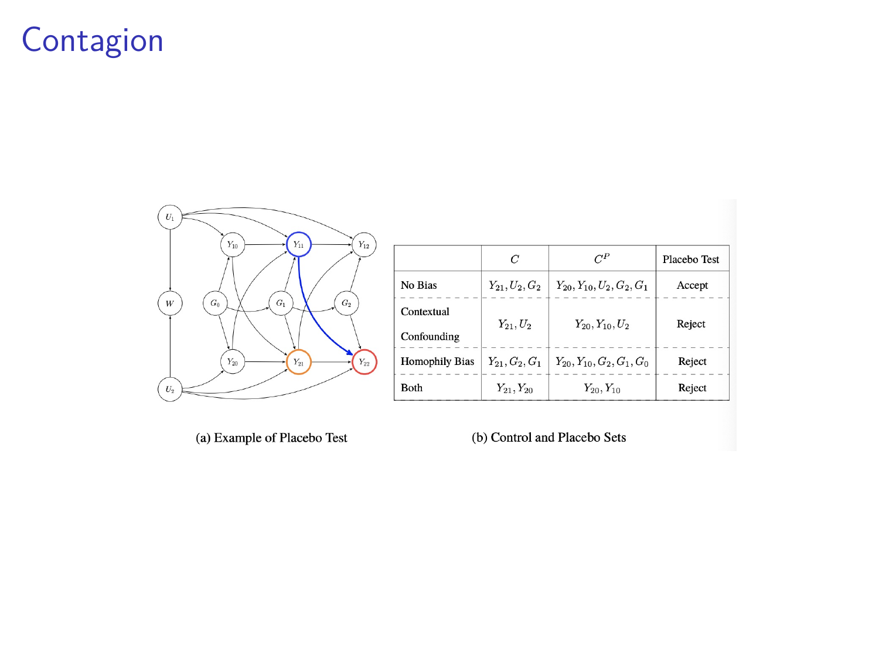# Contagion

(a) Example of Placebo Test

| | $C$ | $C^P$ | Placebo Test |
|---|---|---|---|
| No Bias | $Y_{21}, U_2, G_2$ | $Y_{20}, Y_{10}, U_2, G_2, G_1$ | Accept |
| Contextual Confounding | $Y_{21}, U_2$ | $Y_{20}, Y_{10}, U_2$ | Reject |
| Homophily Bias | $Y_{21}, G_2, G_1$ | $Y_{20}, Y_{10}, G_2, G_1, G_0$ | Reject |
| Both | $Y_{21}, Y_{20}$ | $Y_{20}, Y_{10}$ | Reject |

(b) Control and Placebo Sets